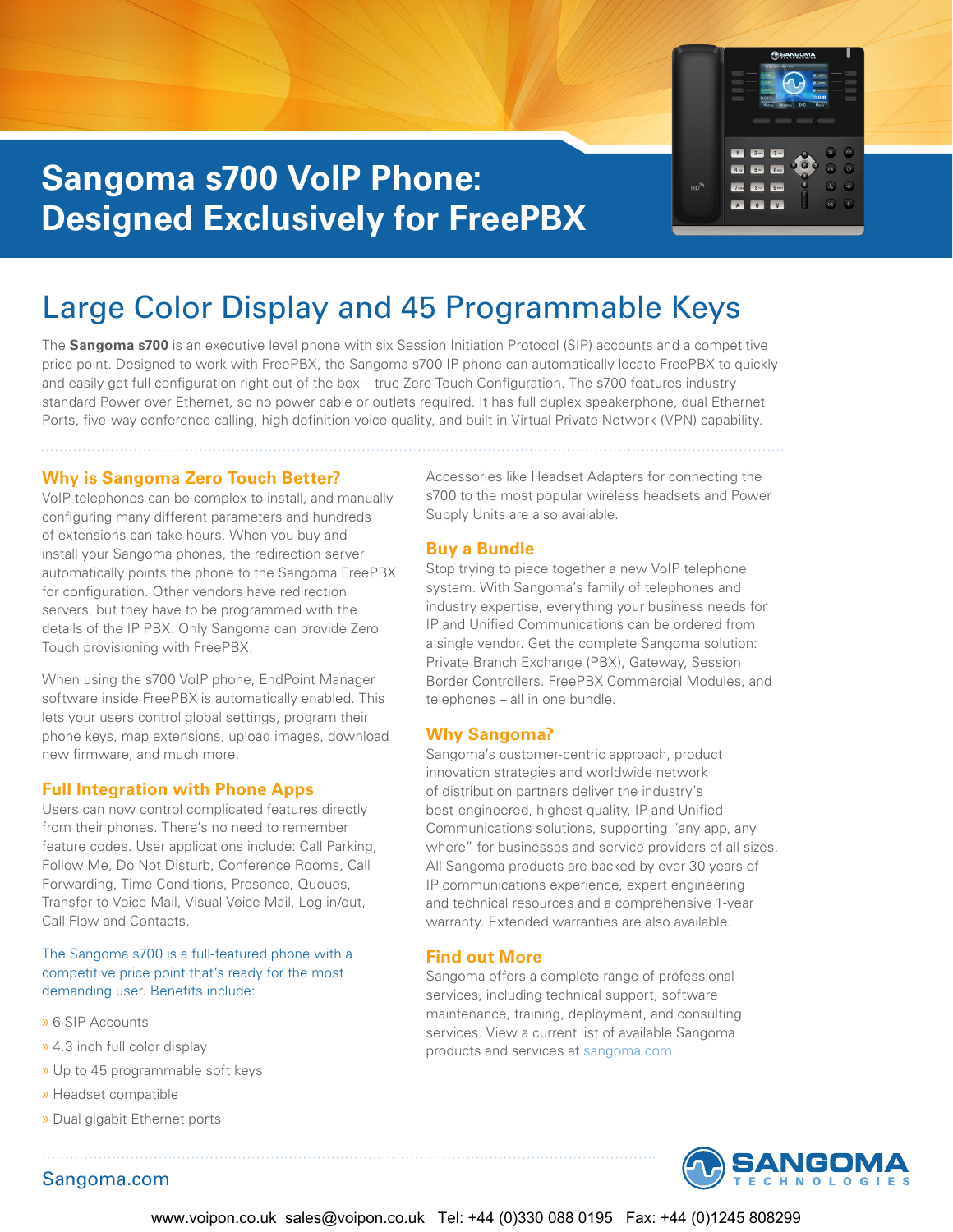# Sangoma s700 VoIP Phone: Designed Exclusively for FreePBX

## Large Color Display and 45 Programmable Keys

The **Sangoma s700** is an executive level phone with six Session Initiation Protocol (SIP) accounts and a competitive price point. Designed to work with FreePBX, the Sangoma s700 IP phone can automatically locate FreePBX to quickly and easily get full configuration right out of the box – true Zero Touch Configuration. The s700 features industry standard Power over Ethernet, so no power cable or outlets required. It has full duplex speakerphone, dual Ethernet Ports, five-way conference calling, high definition voice quality, and built in Virtual Private Network (VPN) capability.

### Why is Sangoma Zero Touch Better?

VoIP telephones can be complex to install, and manually configuring many different parameters and hundreds of extensions can take hours. When you buy and install your Sangoma phones, the redirection server automatically points the phone to the Sangoma FreePBX for configuration. Other vendors have redirection servers, but they have to be programmed with the details of the IP PBX. Only Sangoma can provide Zero Touch provisioning with FreePBX.

When using the s700 VoIP phone, EndPoint Manager software inside FreePBX is automatically enabled. This lets your users control global settings, program their phone keys, map extensions, upload images, download new firmware, and much more.

### Full Integration with Phone Apps

Users can now control complicated features directly from their phones. There's no need to remember feature codes. User applications include: Call Parking, Follow Me, Do Not Disturb, Conference Rooms, Call Forwarding, Time Conditions, Presence, Queues, Transfer to Voice Mail, Visual Voice Mail, Log in/out, Call Flow and Contacts.

The Sangoma s700 is a full-featured phone with a competitive price point that's ready for the most demanding user. Benefits include:

- 6 SIP Accounts
- 4.3 inch full color display
- Up to 45 programmable soft keys
- Headset compatible
- Dual gigabit Ethernet ports

Accessories like Headset Adapters for connecting the s700 to the most popular wireless headsets and Power Supply Units are also available.

### Buy a Bundle

Stop trying to piece together a new VoIP telephone system. With Sangoma's family of telephones and industry expertise, everything your business needs for IP and Unified Communications can be ordered from a single vendor. Get the complete Sangoma solution: Private Branch Exchange (PBX), Gateway, Session Border Controllers. FreePBX Commercial Modules, and telephones – all in one bundle.

### Why Sangoma?

Sangoma's customer-centric approach, product innovation strategies and worldwide network of distribution partners deliver the industry's best-engineered, highest quality, IP and Unified Communications solutions, supporting "any app, any where" for businesses and service providers of all sizes. All Sangoma products are backed by over 30 years of IP communications experience, expert engineering and technical resources and a comprehensive 1-year warranty. Extended warranties are also available.

### Find out More

Sangoma offers a complete range of professional services, including technical support, software maintenance, training, deployment, and consulting services. View a current list of available Sangoma products and services at sangoma.com.

Sangoma.com

www.voipon.co.uk sales@voipon.co.uk Tel: +44 (0)330 088 0195 Fax: +44 (0)1245 808299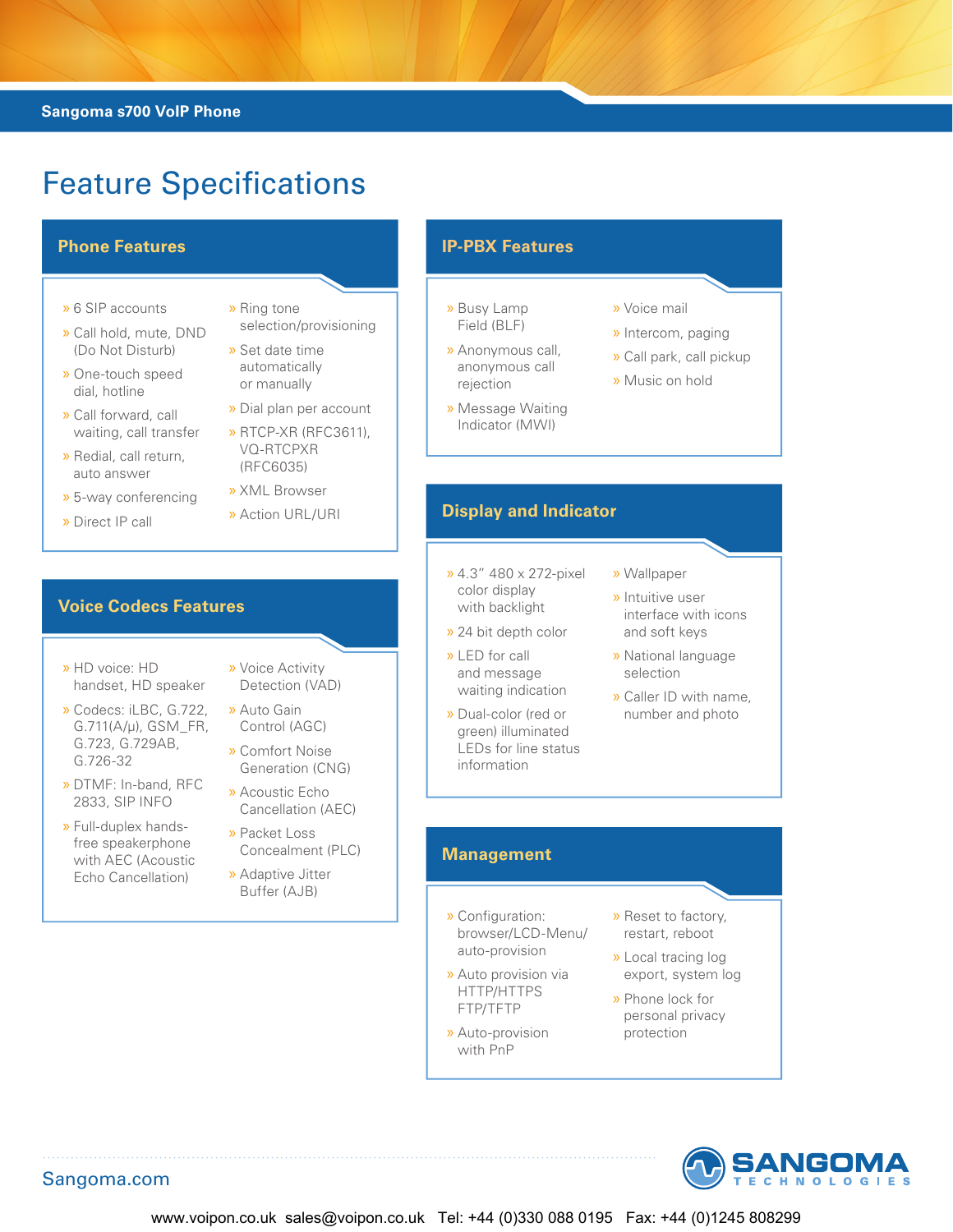# Feature Specifications

## Phone Features

- 6 SIP accounts
- Call hold, mute, DND (Do Not Disturb)
- One-touch speed dial, hotline
- Call forward, call waiting, call transfer
- Redial, call return, auto answer
- 5-way conferencing
- Direct IP call
- Ring tone selection/provisioning
- Set date time automatically or manually
- Dial plan per account
- RTCP-XR (RFC3611), VQ-RTCPXR (RFC6035)
- XML Browser
- Action URL/URI

## Voice Codecs Features

- HD voice: HD handset, HD speaker
- Codecs: iLBC, G.722, G.711(A/μ), GSM_FR, G.723, G.729AB, G.726-32
- DTMF: In-band, RFC 2833, SIP INFO
- Full-duplex hands-free speakerphone with AEC (Acoustic Echo Cancellation)
- Voice Activity Detection (VAD)
- Auto Gain Control (AGC)
- Comfort Noise Generation (CNG)
- Acoustic Echo Cancellation (AEC)
- Packet Loss Concealment (PLC)
- Adaptive Jitter Buffer (AJB)

## IP-PBX Features

- Busy Lamp Field (BLF)
- Anonymous call, anonymous call rejection
- Message Waiting Indicator (MWI)
- Voice mail
- Intercom, paging
- Call park, call pickup
- Music on hold

## Display and Indicator

- 4.3" 480 x 272-pixel color display with backlight
- 24 bit depth color
- LED for call and message waiting indication
- Dual-color (red or green) illuminated LEDs for line status information
- Wallpaper
- Intuitive user interface with icons and soft keys
- National language selection
- Caller ID with name, number and photo

## Management

- Configuration: browser/LCD-Menu/ auto-provision
- Auto provision via HTTP/HTTPS FTP/TFTP
- Auto-provision with PnP
- Reset to factory, restart, reboot
- Local tracing log export, system log
- Phone lock for personal privacy protection

Sangoma.com

www.voipon.co.uk sales@voipon.co.uk Tel: +44 (0)330 088 0195 Fax: +44 (0)1245 808299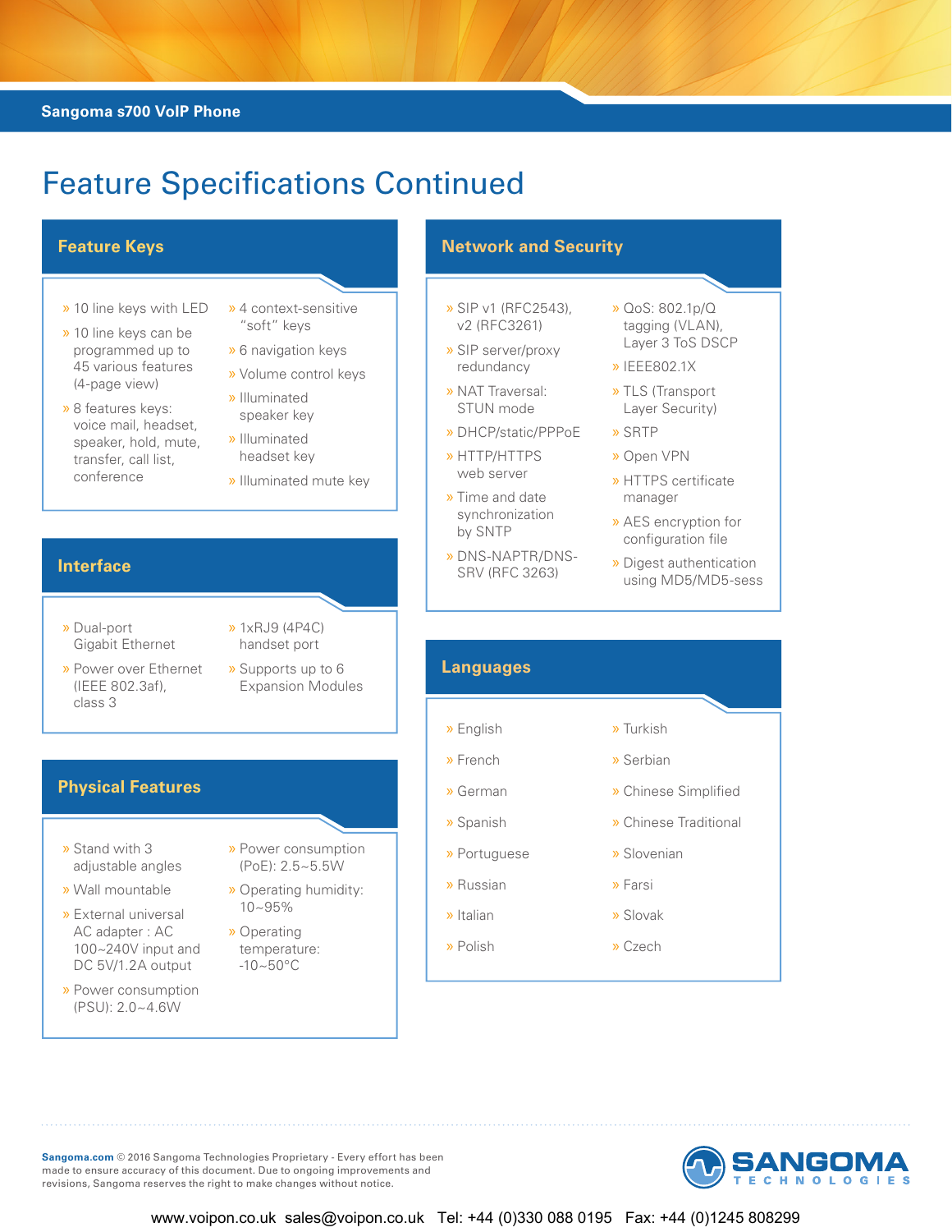# Feature Specifications Continued

## Feature Keys

- 10 line keys with LED
- 10 line keys can be programmed up to 45 various features (4-page view)
- 8 features keys: voice mail, headset, speaker, hold, mute, transfer, call list, conference
- 4 context-sensitive "soft" keys
- 6 navigation keys
- Volume control keys
- Illuminated speaker key
- Illuminated headset key
- Illuminated mute key

## Interface

- Dual-port Gigabit Ethernet
- Power over Ethernet (IEEE 802.3af), class 3
- 1xRJ9 (4P4C) handset port
- Supports up to 6 Expansion Modules

## Physical Features

- Stand with 3 adjustable angles
- Wall mountable
- External universal AC adapter : AC 100~240V input and DC 5V/1.2A output
- Power consumption (PSU): 2.0~4.6W
- Power consumption (PoE): 2.5~5.5W
- Operating humidity: 10~95%
- Operating temperature: -10~50°C

## Network and Security

- SIP v1 (RFC2543), v2 (RFC3261)
- SIP server/proxy redundancy
- NAT Traversal: STUN mode
- DHCP/static/PPPoE
- HTTP/HTTPS web server
- Time and date synchronization by SNTP
- DNS-NAPTR/DNS-SRV (RFC 3263)
- QoS: 802.1p/Q tagging (VLAN), Layer 3 ToS DSCP
- IEEE802.1X
- TLS (Transport Layer Security)
- SRTP
- Open VPN
- HTTPS certificate manager
- AES encryption for configuration file
- Digest authentication using MD5/MD5-sess

## Languages

- English
- French
- German
- Spanish
- Portuguese
- Russian
- Italian
- Polish
- Turkish
- Serbian
- Chinese Simplified
- Chinese Traditional
- Slovenian
- Farsi
- Slovak
- Czech

**Sangoma.com** © 2016 Sangoma Technologies Proprietary - Every effort has been made to ensure accuracy of this document. Due to ongoing improvements and revisions, Sangoma reserves the right to make changes without notice.

SANGOMA TECHNOLOGIES

www.voipon.co.uk sales@voipon.co.uk Tel: +44 (0)330 088 0195 Fax: +44 (0)1245 808299